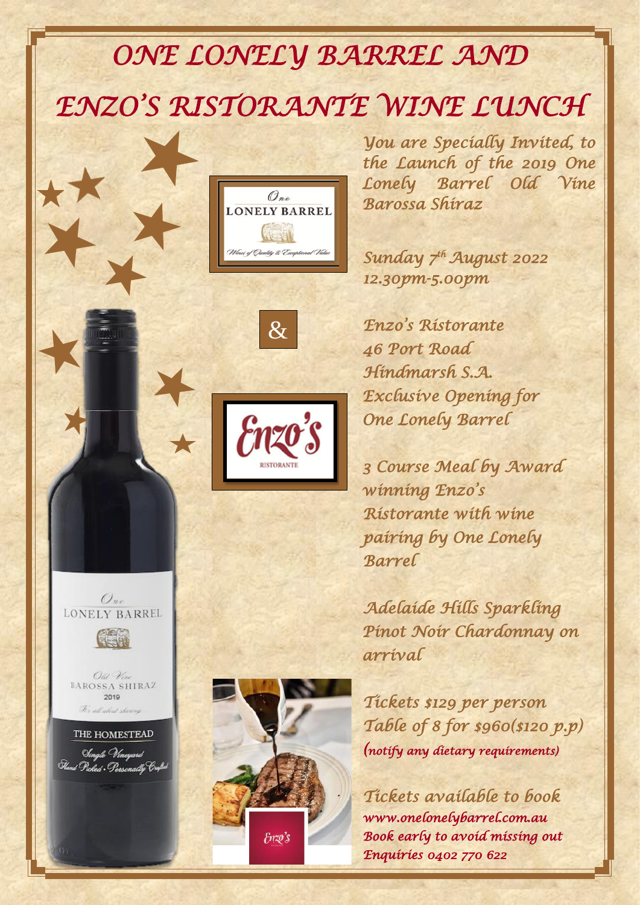# ONE LONELY BARREL AND ENZO'S RISTORANTE WINE LUNCH

*You are Specially Invited, to the Launch of the 2019 One Lonely Barrel Old Vine Barossa Shiraz*

*Sunday 7th August 2022*
*12.30pm-5.00pm*

*Enzo's Ristorante*
*46 Port Road*
*Hindmarsh S.A.*
*Exclusive Opening for One Lonely Barrel*

*3 Course Meal by Award winning Enzo's Ristorante with wine pairing by One Lonely Barrel*

*Adelaide Hills Sparkling Pinot Noir Chardonnay on arrival*

*Tickets $129 per person*
*Table of 8 for $960($120 p.p)*
*(notify any dietary requirements)*

*Tickets available to book*
*www.onelonelybarrel.com.au*
*Book early to avoid missing out*
*Enquiries 0402 770 622*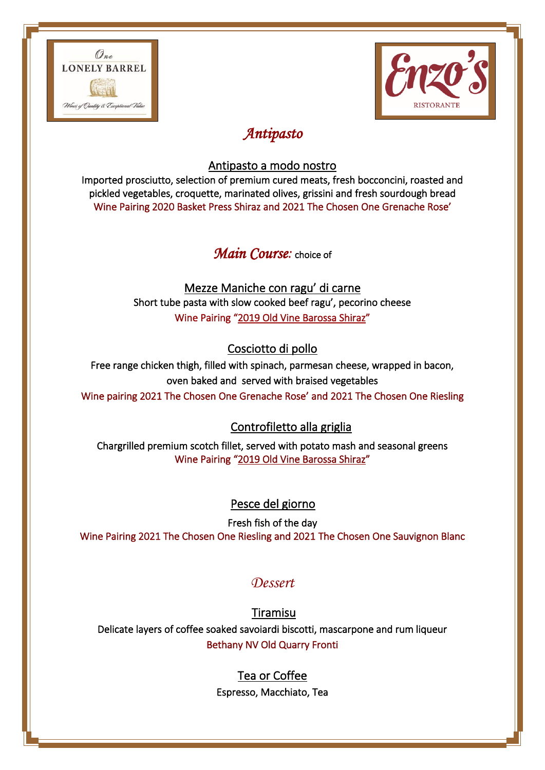One LONELY BARREL
Wines of Quality & Exceptional Value

Enzo's
RISTORANTE

# *Antipasto*

## Antipasto a modo nostro

Imported prosciutto, selection of premium cured meats, fresh bocconcini, roasted and pickled vegetables, croquette, marinated olives, grissini and fresh sourdough bread

Wine Pairing 2020 Basket Press Shiraz and 2021 The Chosen One Grenache Rose'

# *Main Course:* choice of

## Mezze Maniche con ragu' di carne

Short tube pasta with slow cooked beef ragu', pecorino cheese

Wine Pairing "2019 Old Vine Barossa Shiraz"

## Cosciotto di pollo

Free range chicken thigh, filled with spinach, parmesan cheese, wrapped in bacon, oven baked and served with braised vegetables

Wine pairing 2021 The Chosen One Grenache Rose' and 2021 The Chosen One Riesling

## Controfiletto alla griglia

Chargrilled premium scotch fillet, served with potato mash and seasonal greens

Wine Pairing "2019 Old Vine Barossa Shiraz"

## Pesce del giorno

Fresh fish of the day

Wine Pairing 2021 The Chosen One Riesling and 2021 The Chosen One Sauvignon Blanc

# *Dessert*

## Tiramisu

Delicate layers of coffee soaked savoiardi biscotti, mascarpone and rum liqueur

Bethany NV Old Quarry Fronti

## Tea or Coffee

Espresso, Macchiato, Tea